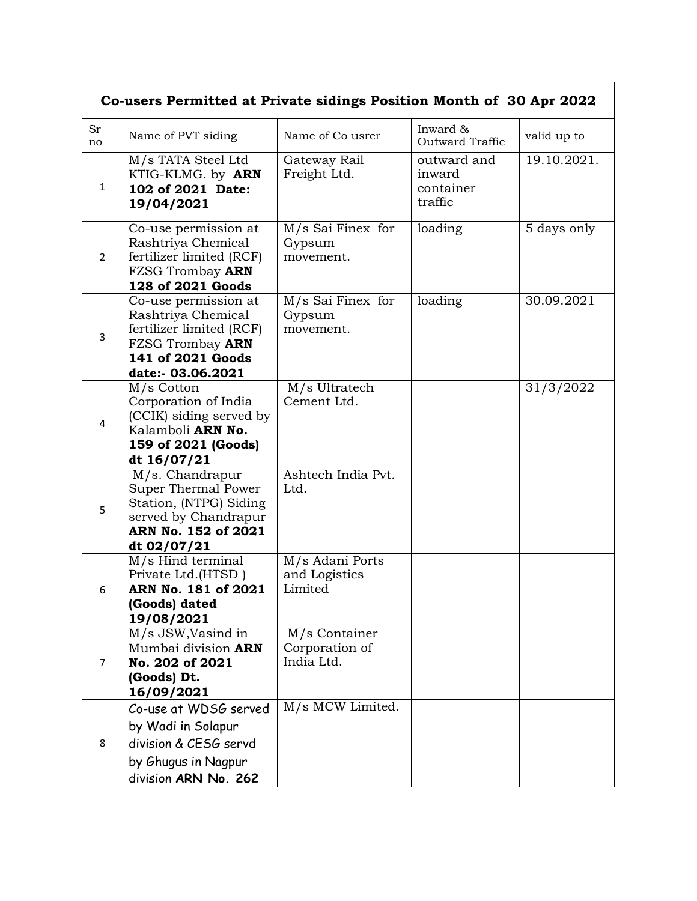| **Co-users Permitted at Private sidings Position Month of 30 Apr 2022** | | | | |
|---|---|---|---|---|
| Sr no | Name of PVT siding | Name of Co usrer | Inward & Outward Traffic | valid up to |
| 1 | M/s TATA Steel Ltd KTIG-KLMG. by **ARN 102 of 2021 Date: 19/04/2021** | Gateway Rail Freight Ltd. | outward and inward container traffic | 19.10.2021. |
| 2 | Co-use permission at Rashtriya Chemical fertilizer limited (RCF) FZSG Trombay **ARN 128 of 2021 Goods** | M/s Sai Finex for Gypsum movement. | loading | 5 days only |
| 3 | Co-use permission at Rashtriya Chemical fertilizer limited (RCF) FZSG Trombay **ARN 141 of 2021 Goods date:- 03.06.2021** | M/s Sai Finex for Gypsum movement. | loading | 30.09.2021 |
| 4 | M/s Cotton Corporation of India (CCIK) siding served by Kalamboli **ARN No. 159 of 2021 (Goods) dt 16/07/21** | M/s Ultratech Cement Ltd. | | 31/3/2022 |
| 5 | M/s. Chandrapur Super Thermal Power Station, (NTPG) Siding served by Chandrapur **ARN No. 152 of 2021 dt 02/07/21** | Ashtech India Pvt. Ltd. | | |
| 6 | M/s Hind terminal Private Ltd.(HTSD ) **ARN No. 181 of 2021 (Goods) dated 19/08/2021** | M/s Adani Ports and Logistics Limited | | |
| 7 | M/s JSW,Vasind in Mumbai division **ARN No. 202 of 2021 (Goods) Dt. 16/09/2021** | M/s Container Corporation of India Ltd. | | |
| 8 | Co-use at WDSG served by Wadi in Solapur division & CESG servd by Ghugus in Nagpur division **ARN No. 262** | M/s MCW Limited. | | |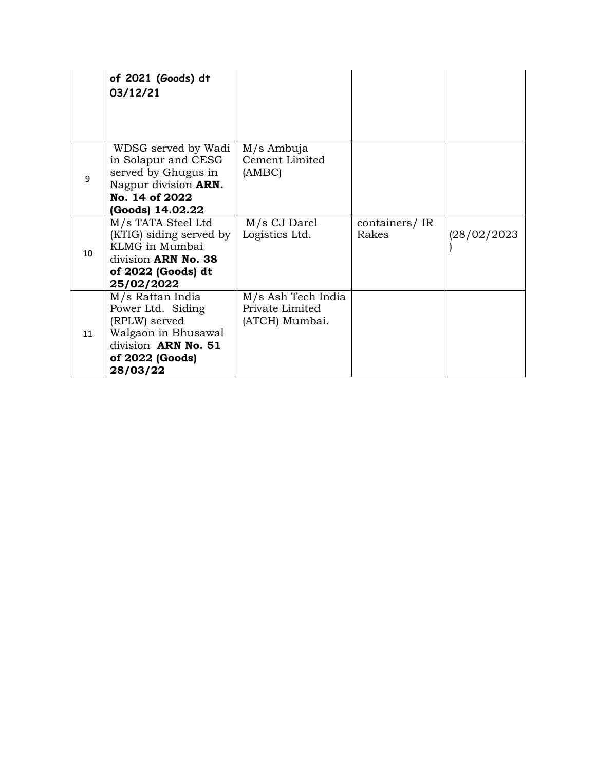| | | | | |
|---|---|---|---|---|
| | **of 2021 (Goods) dt 03/12/21** | | | |
| 9 | WDSG served by Wadi in Solapur and CESG served by Ghugus in Nagpur division **ARN. No. 14 of 2022 (Goods) 14.02.22** | M/s Ambuja Cement Limited (AMBC) | | |
| 10 | M/s TATA Steel Ltd (KTIG) siding served by KLMG in Mumbai division **ARN No. 38 of 2022 (Goods) dt 25/02/2022** | M/s CJ Darcl Logistics Ltd. | containers/ IR Rakes | (28/02/2023) |
| 11 | M/s Rattan India Power Ltd. Siding (RPLW) served Walgaon in Bhusawal division **ARN No. 51 of 2022 (Goods) 28/03/22** | M/s Ash Tech India Private Limited (ATCH) Mumbai. | | |